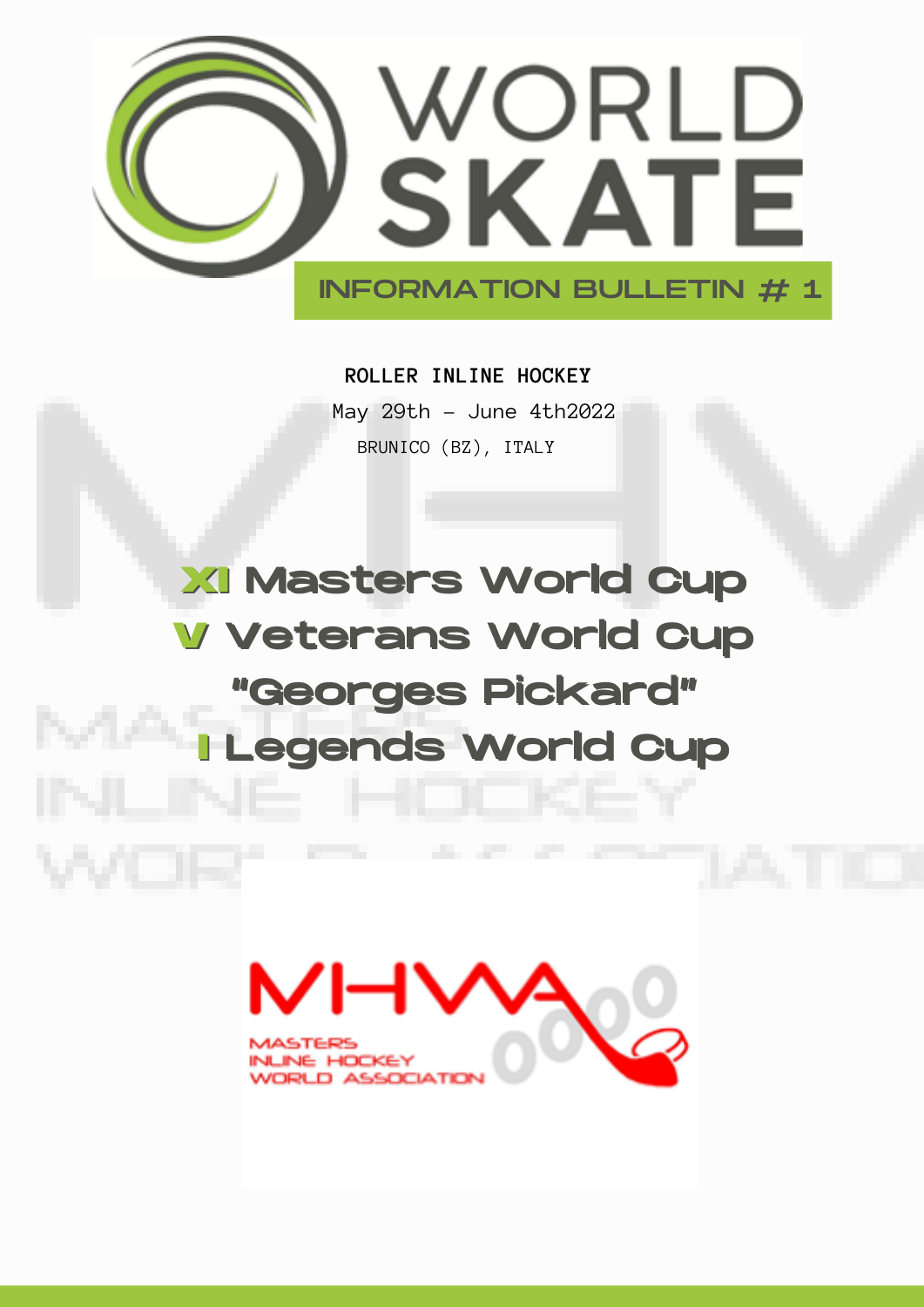WORLD SKATE

INFORMATION BULLETIN # 1

**ROLLER INLINE HOCKEY**

May 29th – June 4th2022

BRUNICO (BZ), ITALY

# XI Masters World Cup
# V Veterans World Cup
# "Georges Pickard"
# I Legends World Cup

MHWA

MASTERS INLINE HOCKEY WORLD ASSOCIATION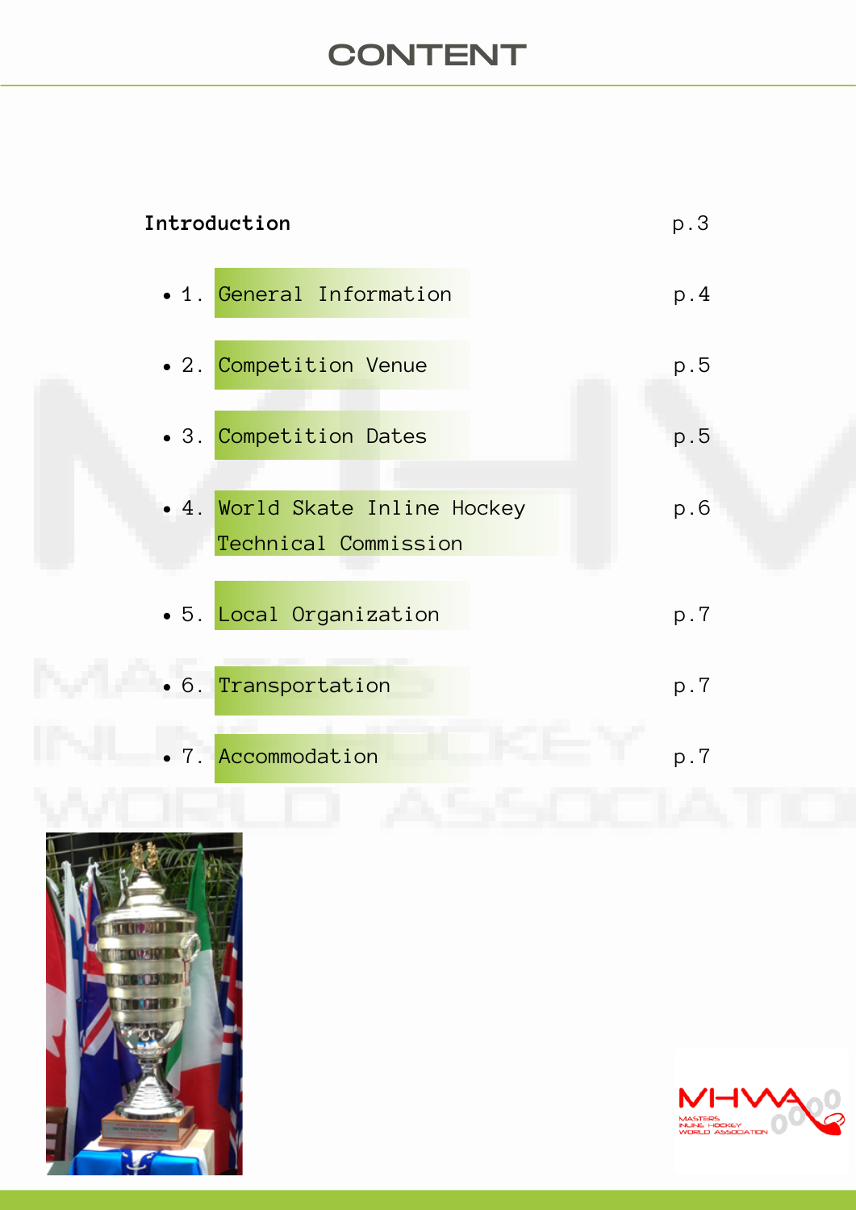# CONTENT

| | |
|---|---|
| **Introduction** | p.3 |
| 1. General Information | p.4 |
| 2. Competition Venue | p.5 |
| 3. Competition Dates | p.5 |
| 4. World Skate Inline Hockey Technical Commission | p.6 |
| 5. Local Organization | p.7 |
| 6. Transportation | p.7 |
| 7. Accommodation | p.7 |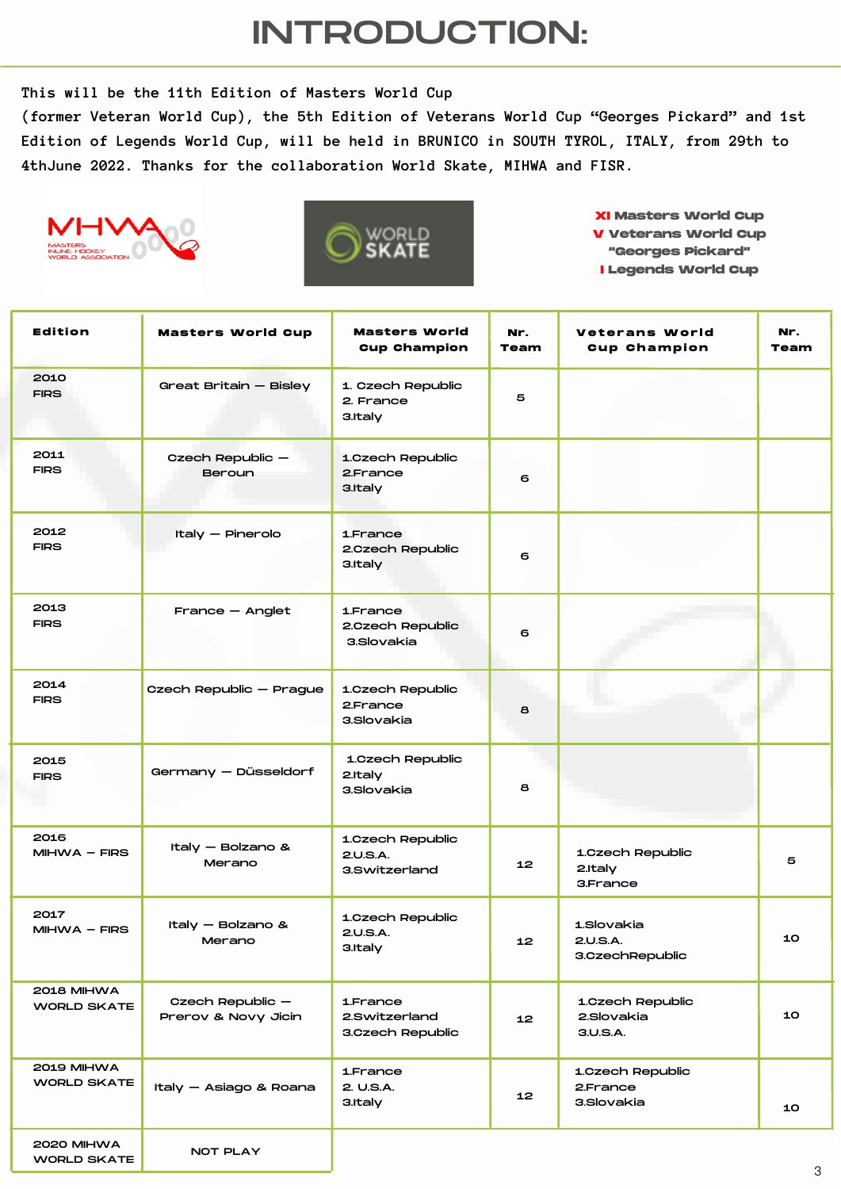# INTRODUCTION:

This will be the 11th Edition of Masters World Cup (former Veteran World Cup), the 5th Edition of Veterans World Cup "Georges Pickard" and 1st Edition of Legends World Cup, will be held in BRUNICO in SOUTH TYROL, ITALY, from 29th to 4thJune 2022. Thanks for the collaboration World Skate, MIHWA and FISR.

MIHWA – MASTERS INLINE HOCKEY WORLD ASSOCIATION

WORLD SKATE

**XI Masters World Cup**
**V Veterans World Cup "Georges Pickard"**
**I Legends World Cup**

| Edition | Masters World Cup | Masters World Cup Champion | Nr. Team | Veterans World Cup Champion | Nr. Team |
|---|---|---|---|---|---|
| 2010 FIRS | Great Britain – Bisley | 1. Czech Republic 2. France 3.Italy | 5 | | |
| 2011 FIRS | Czech Republic – Beroun | 1.Czech Republic 2.France 3.Italy | 6 | | |
| 2012 FIRS | Italy – Pinerolo | 1.France 2.Czech Republic 3.Italy | 6 | | |
| 2013 FIRS | France – Anglet | 1.France 2.Czech Republic 3.Slovakia | 6 | | |
| 2014 FIRS | Czech Republic – Prague | 1.Czech Republic 2.France 3.Slovakia | 8 | | |
| 2015 FIRS | Germany – Düsseldorf | 1.Czech Republic 2.Italy 3.Slovakia | 8 | | |
| 2016 MIHWA – FIRS | Italy – Bolzano & Merano | 1.Czech Republic 2.U.S.A. 3.Switzerland | 12 | 1.Czech Republic 2.Italy 3.France | 5 |
| 2017 MIHWA – FIRS | Italy – Bolzano & Merano | 1.Czech Republic 2.U.S.A. 3.Italy | 12 | 1.Slovakia 2.U.S.A. 3.CzechRepublic | 10 |
| 2018 MIHWA WORLD SKATE | Czech Republic – Prerov & Novy Jicin | 1.France 2.Switzerland 3.Czech Republic | 12 | 1.Czech Republic 2.Slovakia 3.U.S.A. | 10 |
| 2019 MIHWA WORLD SKATE | Italy – Asiago & Roana | 1.France 2. U.S.A. 3.Italy | 12 | 1.Czech Republic 2.France 3.Slovakia | 10 |
| 2020 MIHWA WORLD SKATE | NOT PLAY | | | | |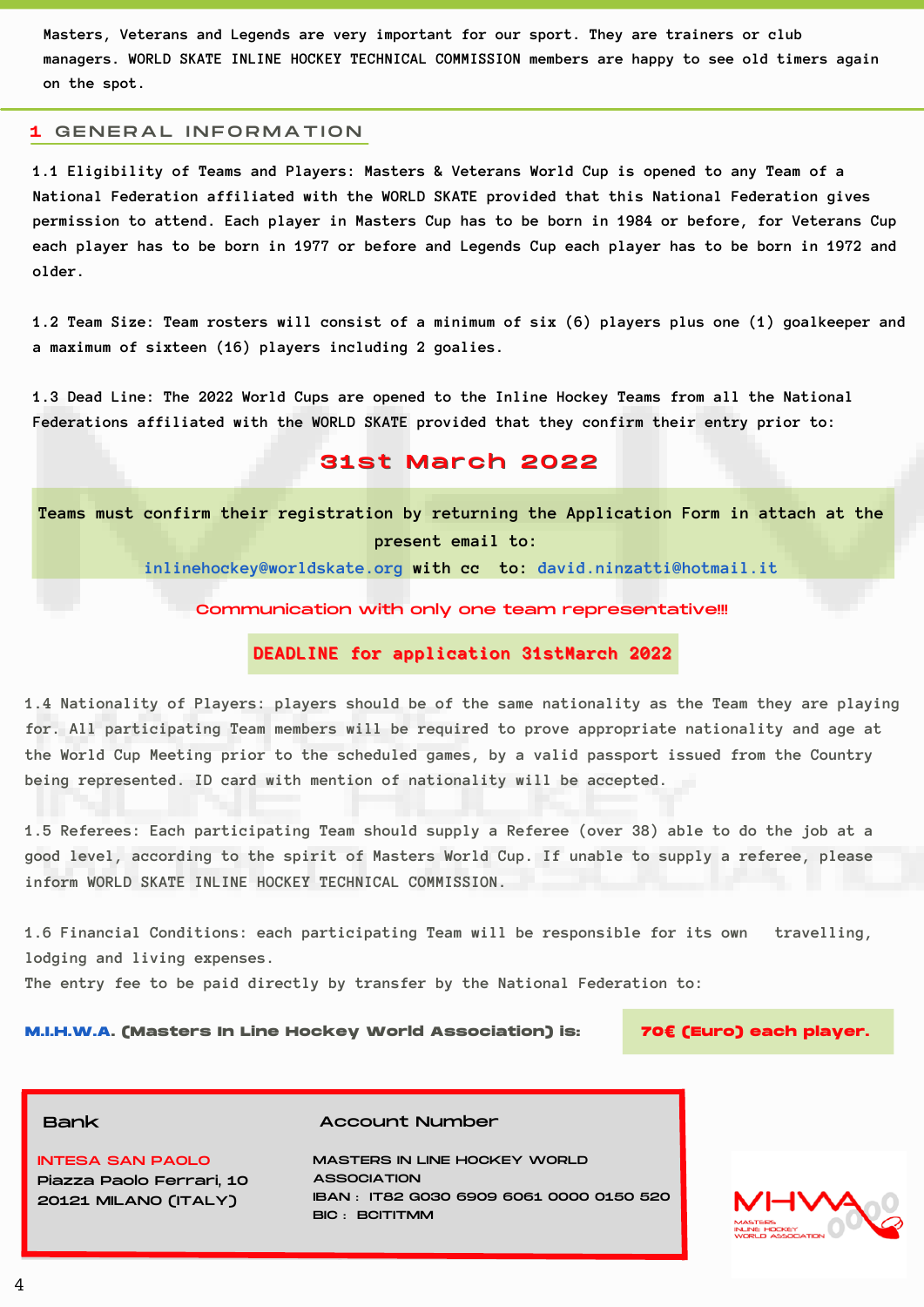Masters, Veterans and Legends are very important for our sport. They are trainers or club managers. WORLD SKATE INLINE HOCKEY TECHNICAL COMMISSION members are happy to see old timers again on the spot.

## 1 GENERAL INFORMATION

1.1 Eligibility of Teams and Players: Masters & Veterans World Cup is opened to any Team of a National Federation affiliated with the WORLD SKATE provided that this National Federation gives permission to attend. Each player in Masters Cup has to be born in 1984 or before, for Veterans Cup each player has to be born in 1977 or before and Legends Cup each player has to be born in 1972 and older.

1.2 Team Size: Team rosters will consist of a minimum of six (6) players plus one (1) goalkeeper and a maximum of sixteen (16) players including 2 goalies.

1.3 Dead Line: The 2022 World Cups are opened to the Inline Hockey Teams from all the National Federations affiliated with the WORLD SKATE provided that they confirm their entry prior to:

**31st March 2022**

Teams must confirm their registration by returning the Application Form in attach at the present email to:
inlinehockey@worldskate.org with cc to: david.ninzatti@hotmail.it

**Communication with only one team representative!!!**

**DEADLINE for application 31stMarch 2022**

1.4 Nationality of Players: players should be of the same nationality as the Team they are playing for. All participating Team members will be required to prove appropriate nationality and age at the World Cup Meeting prior to the scheduled games, by a valid passport issued from the Country being represented. ID card with mention of nationality will be accepted.

1.5 Referees: Each participating Team should supply a Referee (over 38) able to do the job at a good level, according to the spirit of Masters World Cup. If unable to supply a referee, please inform WORLD SKATE INLINE HOCKEY TECHNICAL COMMISSION.

1.6 Financial Conditions: each participating Team will be responsible for its own travelling, lodging and living expenses.
The entry fee to be paid directly by transfer by the National Federation to:

**M.I.H.W.A. (Masters In Line Hockey World Association) is:** **70€ (Euro) each player.**

| Bank | Account Number |
|---|---|
| INTESA SAN PAOLO<br>Piazza Paolo Ferrari, 10<br>20121 MILANO (ITALY) | MASTERS IN LINE HOCKEY WORLD ASSOCIATION<br>IBAN : IT82 G030 6909 6061 0000 0150 520<br>BIC : BCITITMM |

MHWA MASTERS INLINE HOCKEY WORLD ASSOCIATION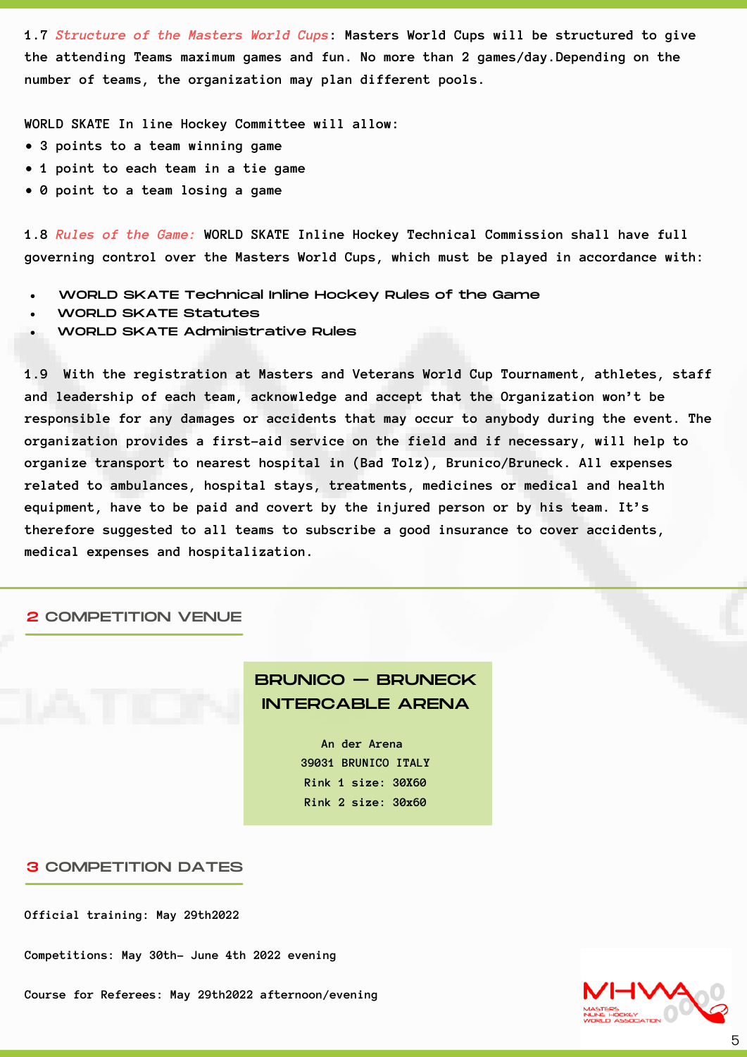1.7 *Structure of the Masters World Cups*: Masters World Cups will be structured to give the attending Teams maximum games and fun. No more than 2 games/day.Depending on the number of teams, the organization may plan different pools.

WORLD SKATE In line Hockey Committee will allow:

- 3 points to a team winning game
- 1 point to each team in a tie game
- 0 point to a team losing a game

1.8 *Rules of the Game:* WORLD SKATE Inline Hockey Technical Commission shall have full governing control over the Masters World Cups, which must be played in accordance with:

- **WORLD SKATE Technical Inline Hockey Rules of the Game**
- **WORLD SKATE Statutes**
- **WORLD SKATE Administrative Rules**

1.9 With the registration at Masters and Veterans World Cup Tournament, athletes, staff and leadership of each team, acknowledge and accept that the Organization won't be responsible for any damages or accidents that may occur to anybody during the event. The organization provides a first-aid service on the field and if necessary, will help to organize transport to nearest hospital in (Bad Tolz), Brunico/Bruneck. All expenses related to ambulances, hospital stays, treatments, medicines or medical and health equipment, have to be paid and covert by the injured person or by his team. It's therefore suggested to all teams to subscribe a good insurance to cover accidents, medical expenses and hospitalization.

## 2 COMPETITION VENUE

**BRUNICO — BRUNECK INTERCABLE ARENA**

An der Arena
39031 BRUNICO ITALY
Rink 1 size: 30X60
Rink 2 size: 30x60

## 3 COMPETITION DATES

Official training: May 29th2022

Competitions: May 30th– June 4th 2022 evening

Course for Referees: May 29th2022 afternoon/evening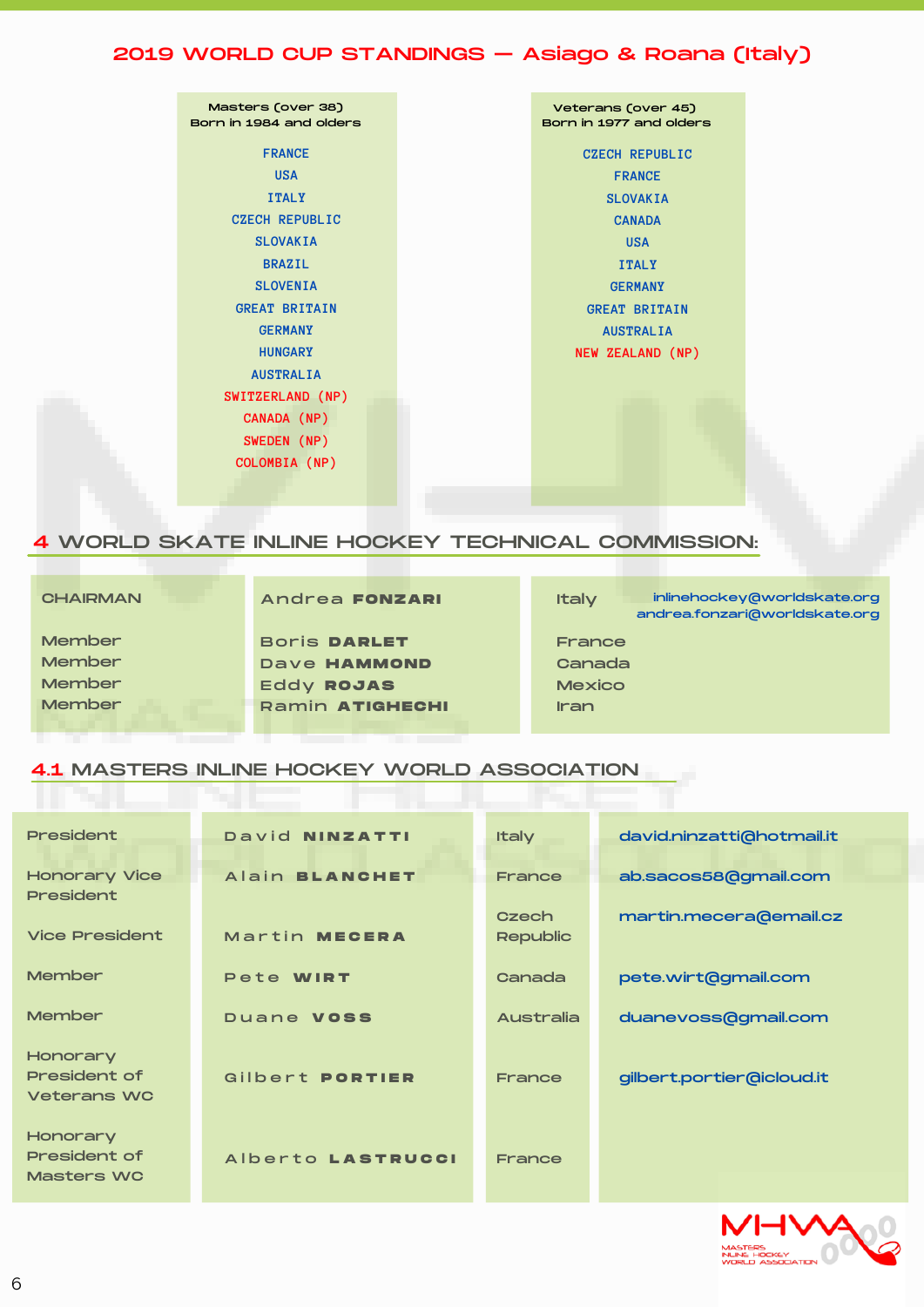# 2019 WORLD CUP STANDINGS — Asiago & Roana (Italy)

| Masters (over 38) Born in 1984 and olders | Veterans (over 45) Born in 1977 and olders |
|---|---|
| FRANCE | CZECH REPUBLIC |
| USA | FRANCE |
| ITALY | SLOVAKIA |
| CZECH REPUBLIC | CANADA |
| SLOVAKIA | USA |
| BRAZIL | ITALY |
| SLOVENIA | GERMANY |
| GREAT BRITAIN | GREAT BRITAIN |
| GERMANY | AUSTRALIA |
| HUNGARY | NEW ZEALAND (NP) |
| AUSTRALIA | |
| SWITZERLAND (NP) | |
| CANADA (NP) | |
| SWEDEN (NP) | |
| COLOMBIA (NP) | |

## 4 WORLD SKATE INLINE HOCKEY TECHNICAL COMMISSION:

| Role | Name | Country | Email |
|---|---|---|---|
| CHAIRMAN | Andrea **FONZARI** | Italy | inlinehockey@worldskate.org andrea.fonzari@worldskate.org |
| Member | Boris **DARLET** | France | |
| Member | Dave **HAMMOND** | Canada | |
| Member | Eddy **ROJAS** | Mexico | |
| Member | Ramin **ATIGHECHI** | Iran | |

## 4.1 MASTERS INLINE HOCKEY WORLD ASSOCIATION

| Role | Name | Country | Email |
|---|---|---|---|
| President | David **NINZATTI** | Italy | david.ninzatti@hotmail.it |
| Honorary Vice President | Alain **BLANCHET** | France | ab.sacos58@gmail.com |
| Vice President | Martin **MECERA** | Czech Republic | martin.mecera@email.cz |
| Member | Pete **WIRT** | Canada | pete.wirt@gmail.com |
| Member | Duane **VOSS** | Australia | duanevoss@gmail.com |
| Honorary President of Veterans WC | Gilbert **PORTIER** | France | gilbert.portier@icloud.it |
| Honorary President of Masters WC | Alberto **LASTRUCCI** | France | |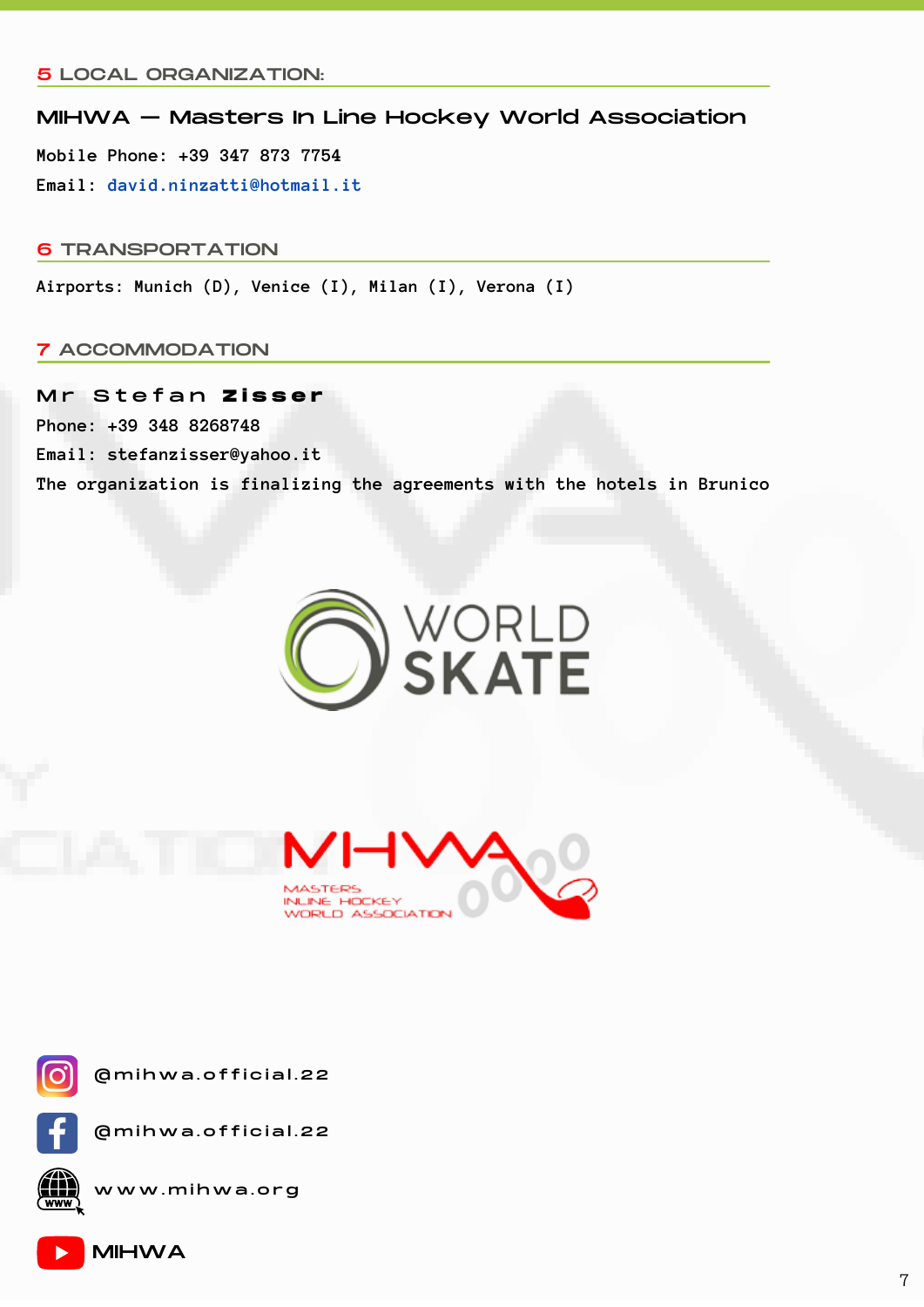## 5 LOCAL ORGANIZATION:

### MIHWA — Masters In Line Hockey World Association

Mobile Phone: +39 347 873 7754

Email: david.ninzatti@hotmail.it

## 6 TRANSPORTATION

Airports: Munich (D), Venice (I), Milan (I), Verona (I)

## 7 ACCOMMODATION

**Mr Stefan Zisser**

Phone: +39 348 8268748

Email: stefanzisser@yahoo.it

The organization is finalizing the agreements with the hotels in Brunico

@mihwa.official.22

@mihwa.official.22

www.mihwa.org

MIHWA